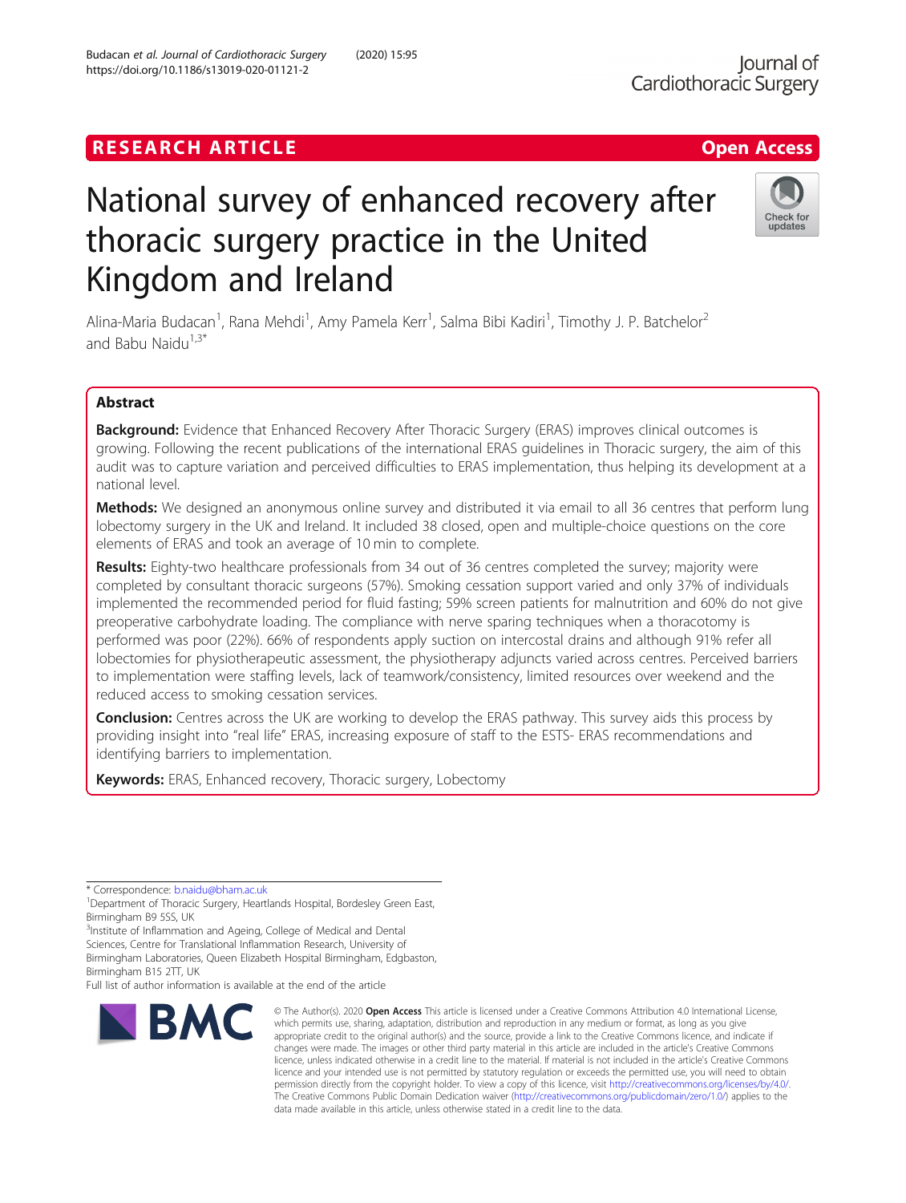RESEARCH ARTICLE

Open Access

# National survey of enhanced recovery after thoracic surgery practice in the United Kingdom and Ireland

Alina-Maria Budacan[1], Rana Mehdi[1], Amy Pamela Kerr[1], Salma Bibi Kadiri[1], Timothy J. P. Batchelor[2] and Babu Naidu[1,3*]

## Abstract

**Background:** Evidence that Enhanced Recovery After Thoracic Surgery (ERAS) improves clinical outcomes is growing. Following the recent publications of the international ERAS guidelines in Thoracic surgery, the aim of this audit was to capture variation and perceived difficulties to ERAS implementation, thus helping its development at a national level.

**Methods:** We designed an anonymous online survey and distributed it via email to all 36 centres that perform lung lobectomy surgery in the UK and Ireland. It included 38 closed, open and multiple-choice questions on the core elements of ERAS and took an average of 10 min to complete.

**Results:** Eighty-two healthcare professionals from 34 out of 36 centres completed the survey; majority were completed by consultant thoracic surgeons (57%). Smoking cessation support varied and only 37% of individuals implemented the recommended period for fluid fasting; 59% screen patients for malnutrition and 60% do not give preoperative carbohydrate loading. The compliance with nerve sparing techniques when a thoracotomy is performed was poor (22%). 66% of respondents apply suction on intercostal drains and although 91% refer all lobectomies for physiotherapeutic assessment, the physiotherapy adjuncts varied across centres. Perceived barriers to implementation were staffing levels, lack of teamwork/consistency, limited resources over weekend and the reduced access to smoking cessation services.

**Conclusion:** Centres across the UK are working to develop the ERAS pathway. This survey aids this process by providing insight into "real life" ERAS, increasing exposure of staff to the ESTS- ERAS recommendations and identifying barriers to implementation.

**Keywords:** ERAS, Enhanced recovery, Thoracic surgery, Lobectomy

\* Correspondence: b.naidu@bham.ac.uk

[1]Department of Thoracic Surgery, Heartlands Hospital, Bordesley Green East, Birmingham B9 5SS, UK

[3]Institute of Inflammation and Ageing, College of Medical and Dental Sciences, Centre for Translational Inflammation Research, University of Birmingham Laboratories, Queen Elizabeth Hospital Birmingham, Edgbaston, Birmingham B15 2TT, UK

Full list of author information is available at the end of the article

© The Author(s). 2020 **Open Access** This article is licensed under a Creative Commons Attribution 4.0 International License, which permits use, sharing, adaptation, distribution and reproduction in any medium or format, as long as you give appropriate credit to the original author(s) and the source, provide a link to the Creative Commons licence, and indicate if changes were made. The images or other third party material in this article are included in the article's Creative Commons licence, unless indicated otherwise in a credit line to the material. If material is not included in the article's Creative Commons licence and your intended use is not permitted by statutory regulation or exceeds the permitted use, you will need to obtain permission directly from the copyright holder. To view a copy of this licence, visit http://creativecommons.org/licenses/by/4.0/. The Creative Commons Public Domain Dedication waiver (http://creativecommons.org/publicdomain/zero/1.0/) applies to the data made available in this article, unless otherwise stated in a credit line to the data.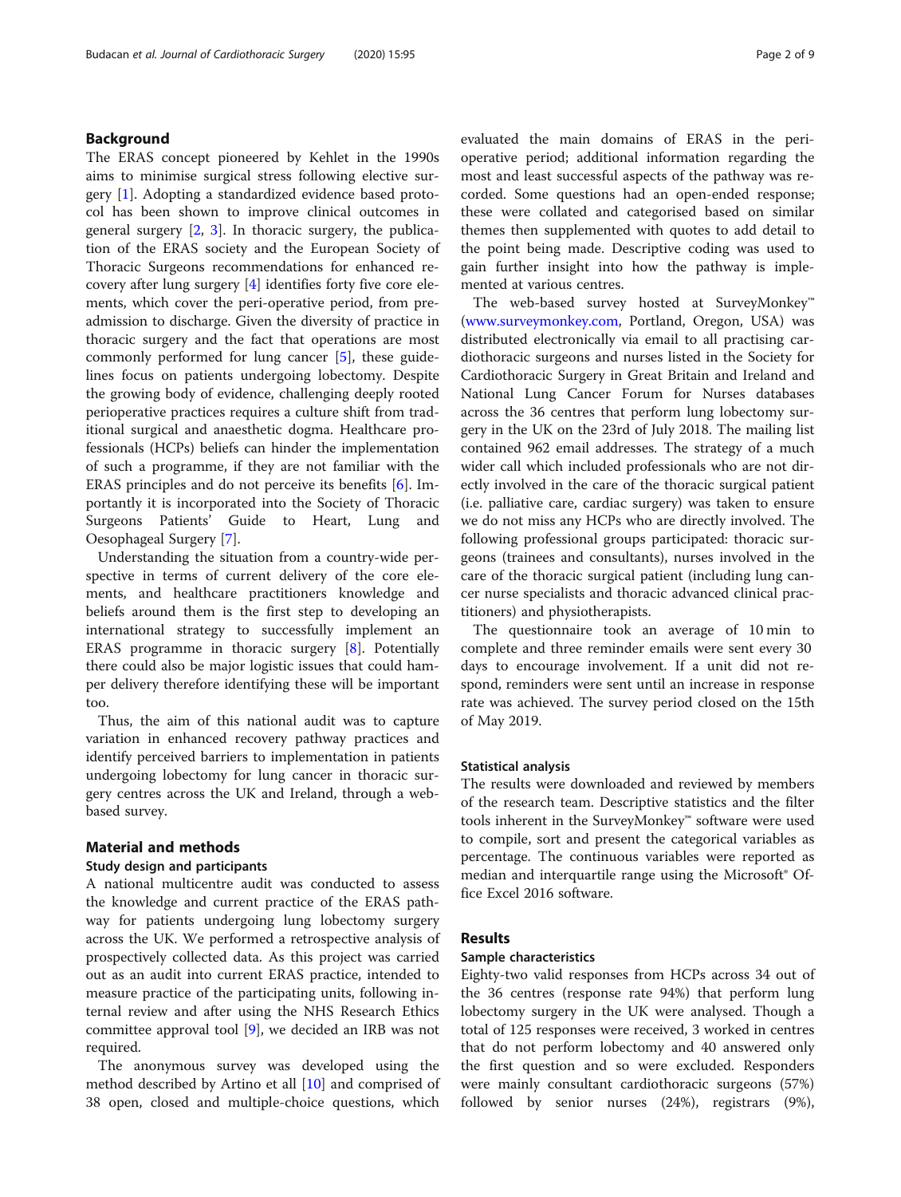## Background

The ERAS concept pioneered by Kehlet in the 1990s aims to minimise surgical stress following elective surgery [1]. Adopting a standardized evidence based protocol has been shown to improve clinical outcomes in general surgery [2, 3]. In thoracic surgery, the publication of the ERAS society and the European Society of Thoracic Surgeons recommendations for enhanced recovery after lung surgery [4] identifies forty five core elements, which cover the peri-operative period, from pre-admission to discharge. Given the diversity of practice in thoracic surgery and the fact that operations are most commonly performed for lung cancer [5], these guidelines focus on patients undergoing lobectomy. Despite the growing body of evidence, challenging deeply rooted perioperative practices requires a culture shift from traditional surgical and anaesthetic dogma. Healthcare professionals (HCPs) beliefs can hinder the implementation of such a programme, if they are not familiar with the ERAS principles and do not perceive its benefits [6]. Importantly it is incorporated into the Society of Thoracic Surgeons Patients' Guide to Heart, Lung and Oesophageal Surgery [7].

Understanding the situation from a country-wide perspective in terms of current delivery of the core elements, and healthcare practitioners knowledge and beliefs around them is the first step to developing an international strategy to successfully implement an ERAS programme in thoracic surgery [8]. Potentially there could also be major logistic issues that could hamper delivery therefore identifying these will be important too.

Thus, the aim of this national audit was to capture variation in enhanced recovery pathway practices and identify perceived barriers to implementation in patients undergoing lobectomy for lung cancer in thoracic surgery centres across the UK and Ireland, through a web-based survey.

## Material and methods

### Study design and participants

A national multicentre audit was conducted to assess the knowledge and current practice of the ERAS pathway for patients undergoing lung lobectomy surgery across the UK. We performed a retrospective analysis of prospectively collected data. As this project was carried out as an audit into current ERAS practice, intended to measure practice of the participating units, following internal review and after using the NHS Research Ethics committee approval tool [9], we decided an IRB was not required.

The anonymous survey was developed using the method described by Artino et all [10] and comprised of 38 open, closed and multiple-choice questions, which evaluated the main domains of ERAS in the peri-operative period; additional information regarding the most and least successful aspects of the pathway was recorded. Some questions had an open-ended response; these were collated and categorised based on similar themes then supplemented with quotes to add detail to the point being made. Descriptive coding was used to gain further insight into how the pathway is implemented at various centres.

The web-based survey hosted at SurveyMonkey™ (www.surveymonkey.com, Portland, Oregon, USA) was distributed electronically via email to all practising cardiothoracic surgeons and nurses listed in the Society for Cardiothoracic Surgery in Great Britain and Ireland and National Lung Cancer Forum for Nurses databases across the 36 centres that perform lung lobectomy surgery in the UK on the 23rd of July 2018. The mailing list contained 962 email addresses. The strategy of a much wider call which included professionals who are not directly involved in the care of the thoracic surgical patient (i.e. palliative care, cardiac surgery) was taken to ensure we do not miss any HCPs who are directly involved. The following professional groups participated: thoracic surgeons (trainees and consultants), nurses involved in the care of the thoracic surgical patient (including lung cancer nurse specialists and thoracic advanced clinical practitioners) and physiotherapists.

The questionnaire took an average of 10 min to complete and three reminder emails were sent every 30 days to encourage involvement. If a unit did not respond, reminders were sent until an increase in response rate was achieved. The survey period closed on the 15th of May 2019.

### Statistical analysis

The results were downloaded and reviewed by members of the research team. Descriptive statistics and the filter tools inherent in the SurveyMonkey™ software were used to compile, sort and present the categorical variables as percentage. The continuous variables were reported as median and interquartile range using the Microsoft® Office Excel 2016 software.

## Results

### Sample characteristics

Eighty-two valid responses from HCPs across 34 out of the 36 centres (response rate 94%) that perform lung lobectomy surgery in the UK were analysed. Though a total of 125 responses were received, 3 worked in centres that do not perform lobectomy and 40 answered only the first question and so were excluded. Responders were mainly consultant cardiothoracic surgeons (57%) followed by senior nurses (24%), registrars (9%),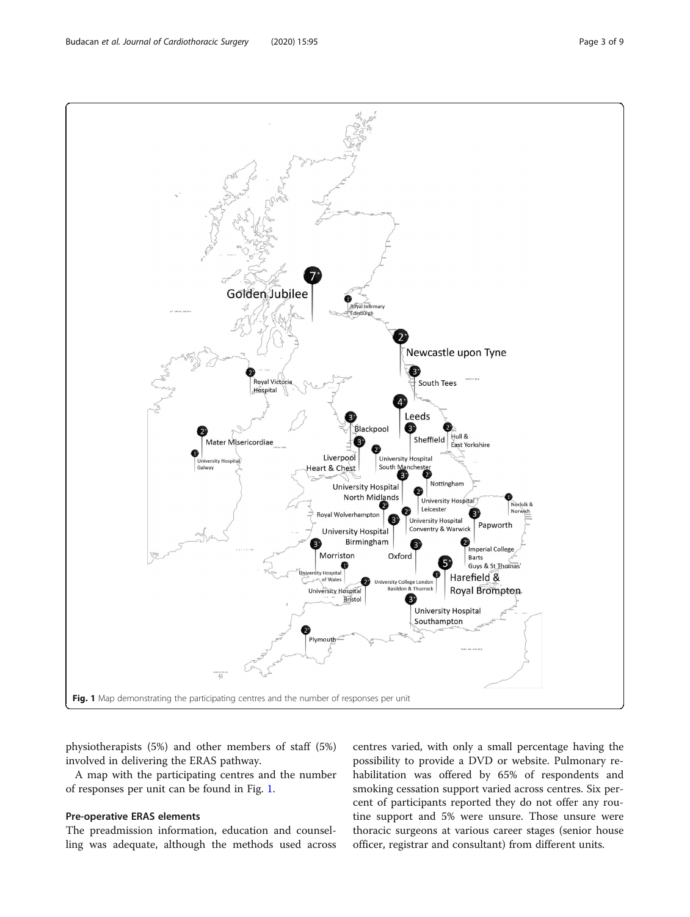Fig. 1 Map demonstrating the participating centres and the number of responses per unit

physiotherapists (5%) and other members of staff (5%) involved in delivering the ERAS pathway.

A map with the participating centres and the number of responses per unit can be found in Fig. 1.

## Pre-operative ERAS elements

The preadmission information, education and counselling was adequate, although the methods used across centres varied, with only a small percentage having the possibility to provide a DVD or website. Pulmonary rehabilitation was offered by 65% of respondents and smoking cessation support varied across centres. Six percent of participants reported they do not offer any routine support and 5% were unsure. Those unsure were thoracic surgeons at various career stages (senior house officer, registrar and consultant) from different units.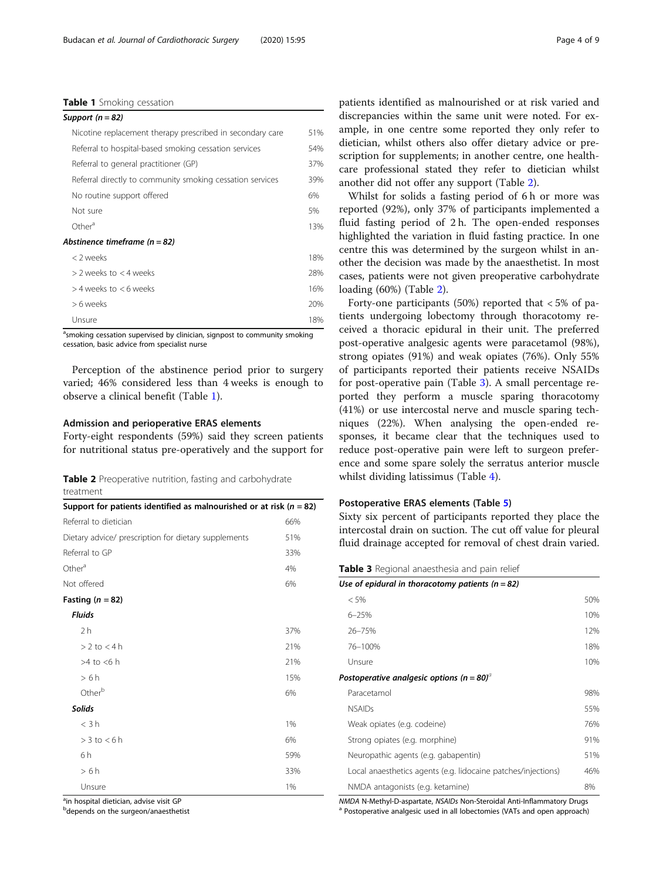**Table 1** Smoking cessation

| *Support (n = 82)* | |
|---|---|
| Nicotine replacement therapy prescribed in secondary care | 51% |
| Referral to hospital-based smoking cessation services | 54% |
| Referral to general practitioner (GP) | 37% |
| Referral directly to community smoking cessation services | 39% |
| No routine support offered | 6% |
| Not sure | 5% |
| Other[a] | 13% |
| ***Abstinence timeframe (n = 82)*** | |
| < 2 weeks | 18% |
| > 2 weeks to < 4 weeks | 28% |
| > 4 weeks to < 6 weeks | 16% |
| > 6 weeks | 20% |
| Unsure | 18% |

[a]smoking cessation supervised by clinician, signpost to community smoking cessation, basic advice from specialist nurse

Perception of the abstinence period prior to surgery varied; 46% considered less than 4 weeks is enough to observe a clinical benefit (Table 1).

### Admission and perioperative ERAS elements

Forty-eight respondents (59%) said they screen patients for nutritional status pre-operatively and the support for patients identified as malnourished or at risk varied and discrepancies within the same unit were noted. For example, in one centre some reported they only refer to dietician, whilst others also offer dietary advice or prescription for supplements; in another centre, one healthcare professional stated they refer to dietician whilst another did not offer any support (Table 2).

**Table 2** Preoperative nutrition, fasting and carbohydrate treatment

| **Support for patients identified as malnourished or at risk (n = 82)** | |
|---|---|
| Referral to dietician | 66% |
| Dietary advice/ prescription for dietary supplements | 51% |
| Referral to GP | 33% |
| Other[a] | 4% |
| Not offered | 6% |
| **Fasting (n = 82)** | |
| ***Fluids*** | |
| 2 h | 37% |
| > 2 to < 4 h | 21% |
| >4 to <6 h | 21% |
| > 6 h | 15% |
| Other[b] | 6% |
| ***Solids*** | |
| < 3 h | 1% |
| > 3 to < 6 h | 6% |
| 6 h | 59% |
| > 6 h | 33% |
| Unsure | 1% |

[a]in hospital dietician, advise visit GP
[b]depends on the surgeon/anaesthetist

Whilst for solids a fasting period of 6 h or more was reported (92%), only 37% of participants implemented a fluid fasting period of 2 h. The open-ended responses highlighted the variation in fluid fasting practice. In one centre this was determined by the surgeon whilst in another the decision was made by the anaesthetist. In most cases, patients were not given preoperative carbohydrate loading (60%) (Table 2).

Forty-one participants (50%) reported that < 5% of patients undergoing lobectomy through thoracotomy received a thoracic epidural in their unit. The preferred post-operative analgesic agents were paracetamol (98%), strong opiates (91%) and weak opiates (76%). Only 55% of participants reported their patients receive NSAIDs for post-operative pain (Table 3). A small percentage reported they perform a muscle sparing thoracotomy (41%) or use intercostal nerve and muscle sparing techniques (22%). When analysing the open-ended responses, it became clear that the techniques used to reduce post-operative pain were left to surgeon preference and some spare solely the serratus anterior muscle whilst dividing latissimus (Table 4).

### Postoperative ERAS elements (Table 5)

Sixty six percent of participants reported they place the intercostal drain on suction. The cut off value for pleural fluid drainage accepted for removal of chest drain varied.

**Table 3** Regional anaesthesia and pain relief

| ***Use of epidural in thoracotomy patients (n = 82)*** | |
|---|---|
| < 5% | 50% |
| 6–25% | 10% |
| 26–75% | 12% |
| 76–100% | 18% |
| Unsure | 10% |
| ***Postoperative analgesic options (n = 80)***[a] | |
| Paracetamol | 98% |
| NSAIDs | 55% |
| Weak opiates (e.g. codeine) | 76% |
| Strong opiates (e.g. morphine) | 91% |
| Neuropathic agents (e.g. gabapentin) | 51% |
| Local anaesthetics agents (e.g. lidocaine patches/injections) | 46% |
| NMDA antagonists (e.g. ketamine) | 8% |

*NMDA* N-Methyl-D-aspartate, *NSAIDs* Non-Steroidal Anti-Inflammatory Drugs
[a] Postoperative analgesic used in all lobectomies (VATs and open approach)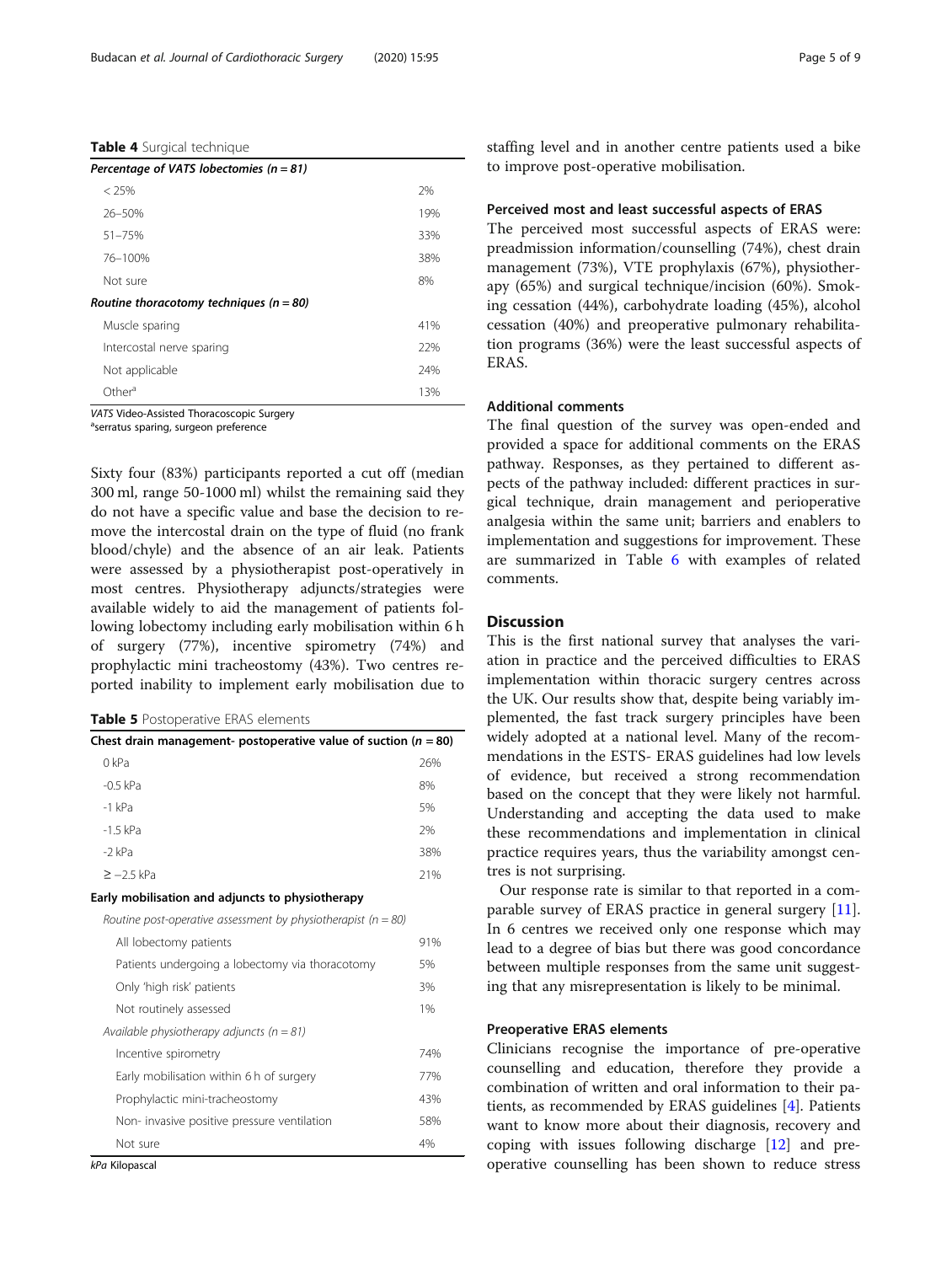**Table 4** Surgical technique

| *Percentage of VATS lobectomies (n = 81)* | |
|---|---|
| < 25% | 2% |
| 26–50% | 19% |
| 51–75% | 33% |
| 76–100% | 38% |
| Not sure | 8% |
| ***Routine thoracotomy techniques (n = 80)*** | |
| Muscle sparing | 41% |
| Intercostal nerve sparing | 22% |
| Not applicable | 24% |
| Other[a] | 13% |

*VATS* Video-Assisted Thoracoscopic Surgery
[a]serratus sparing, surgeon preference

Sixty four (83%) participants reported a cut off (median 300 ml, range 50-1000 ml) whilst the remaining said they do not have a specific value and base the decision to remove the intercostal drain on the type of fluid (no frank blood/chyle) and the absence of an air leak. Patients were assessed by a physiotherapist post-operatively in most centres. Physiotherapy adjuncts/strategies were available widely to aid the management of patients following lobectomy including early mobilisation within 6 h of surgery (77%), incentive spirometry (74%) and prophylactic mini tracheostomy (43%). Two centres reported inability to implement early mobilisation due to staffing level and in another centre patients used a bike to improve post-operative mobilisation.

**Table 5** Postoperative ERAS elements

| **Chest drain management- postoperative value of suction (*n* = 80)** | |
|---|---|
| 0 kPa | 26% |
| -0.5 kPa | 8% |
| -1 kPa | 5% |
| -1.5 kPa | 2% |
| -2 kPa | 38% |
| ≥ −2.5 kPa | 21% |
| **Early mobilisation and adjuncts to physiotherapy** | |
| *Routine post-operative assessment by physiotherapist (n = 80)* | |
| All lobectomy patients | 91% |
| Patients undergoing a lobectomy via thoracotomy | 5% |
| Only 'high risk' patients | 3% |
| Not routinely assessed | 1% |
| *Available physiotherapy adjuncts (n = 81)* | |
| Incentive spirometry | 74% |
| Early mobilisation within 6 h of surgery | 77% |
| Prophylactic mini-tracheostomy | 43% |
| Non- invasive positive pressure ventilation | 58% |
| Not sure | 4% |

*kPa* Kilopascal

### Perceived most and least successful aspects of ERAS

The perceived most successful aspects of ERAS were: preadmission information/counselling (74%), chest drain management (73%), VTE prophylaxis (67%), physiotherapy (65%) and surgical technique/incision (60%). Smoking cessation (44%), carbohydrate loading (45%), alcohol cessation (40%) and preoperative pulmonary rehabilitation programs (36%) were the least successful aspects of ERAS.

### Additional comments

The final question of the survey was open-ended and provided a space for additional comments on the ERAS pathway. Responses, as they pertained to different aspects of the pathway included: different practices in surgical technique, drain management and perioperative analgesia within the same unit; barriers and enablers to implementation and suggestions for improvement. These are summarized in Table 6 with examples of related comments.

## Discussion

This is the first national survey that analyses the variation in practice and the perceived difficulties to ERAS implementation within thoracic surgery centres across the UK. Our results show that, despite being variably implemented, the fast track surgery principles have been widely adopted at a national level. Many of the recommendations in the ESTS- ERAS guidelines had low levels of evidence, but received a strong recommendation based on the concept that they were likely not harmful. Understanding and accepting the data used to make these recommendations and implementation in clinical practice requires years, thus the variability amongst centres is not surprising.

Our response rate is similar to that reported in a comparable survey of ERAS practice in general surgery [11]. In 6 centres we received only one response which may lead to a degree of bias but there was good concordance between multiple responses from the same unit suggesting that any misrepresentation is likely to be minimal.

### Preoperative ERAS elements

Clinicians recognise the importance of pre-operative counselling and education, therefore they provide a combination of written and oral information to their patients, as recommended by ERAS guidelines [4]. Patients want to know more about their diagnosis, recovery and coping with issues following discharge [12] and preoperative counselling has been shown to reduce stress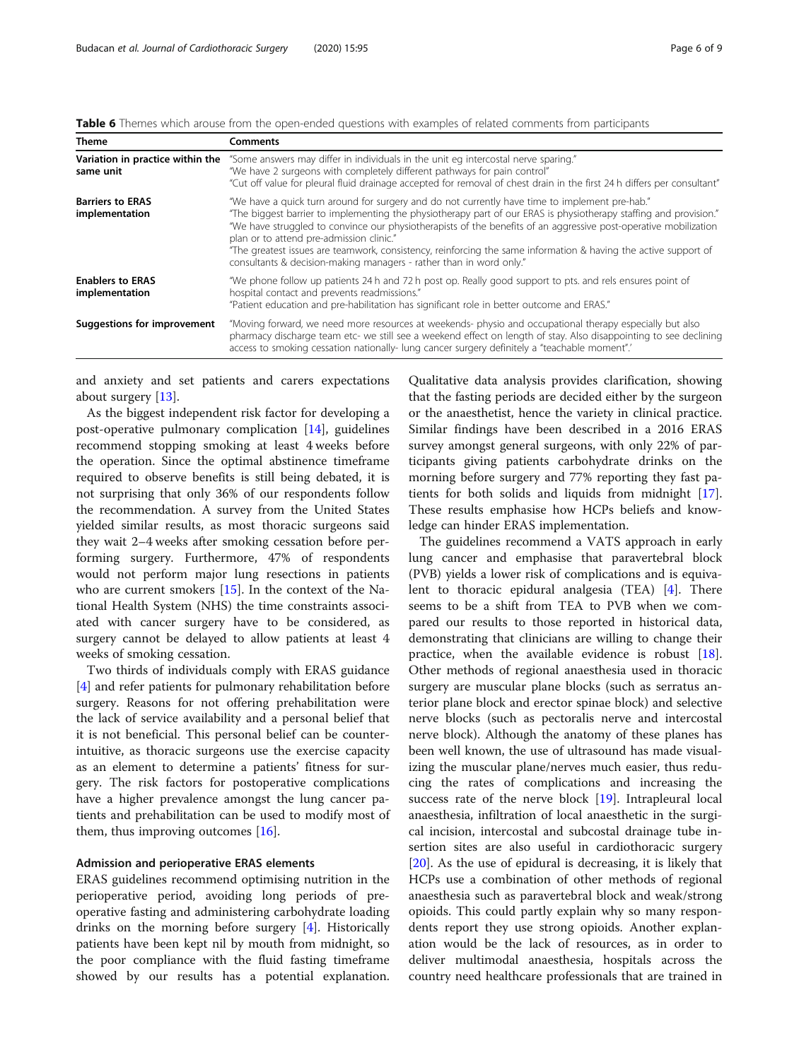**Table 6** Themes which arouse from the open-ended questions with examples of related comments from participants

| Theme | Comments |
| --- | --- |
| **Variation in practice within the same unit** | "Some answers may differ in individuals in the unit eg intercostal nerve sparing." "We have 2 surgeons with completely different pathways for pain control" "Cut off value for pleural fluid drainage accepted for removal of chest drain in the first 24 h differs per consultant" |
| **Barriers to ERAS implementation** | "We have a quick turn around for surgery and do not currently have time to implement pre-hab." "The biggest barrier to implementing the physiotherapy part of our ERAS is physiotherapy staffing and provision." "We have struggled to convince our physiotherapists of the benefits of an aggressive post-operative mobilization plan or to attend pre-admission clinic." "The greatest issues are teamwork, consistency, reinforcing the same information & having the active support of consultants & decision-making managers - rather than in word only." |
| **Enablers to ERAS implementation** | "We phone follow up patients 24 h and 72 h post op. Really good support to pts. and rels ensures point of hospital contact and prevents readmissions." "Patient education and pre-habilitation has significant role in better outcome and ERAS." |
| **Suggestions for improvement** | "Moving forward, we need more resources at weekends- physio and occupational therapy especially but also pharmacy discharge team etc- we still see a weekend effect on length of stay. Also disappointing to see declining access to smoking cessation nationally- lung cancer surgery definitely a "teachable moment".' |

and anxiety and set patients and carers expectations about surgery [13].

As the biggest independent risk factor for developing a post-operative pulmonary complication [14], guidelines recommend stopping smoking at least 4 weeks before the operation. Since the optimal abstinence timeframe required to observe benefits is still being debated, it is not surprising that only 36% of our respondents follow the recommendation. A survey from the United States yielded similar results, as most thoracic surgeons said they wait 2–4 weeks after smoking cessation before performing surgery. Furthermore, 47% of respondents would not perform major lung resections in patients who are current smokers [15]. In the context of the National Health System (NHS) the time constraints associated with cancer surgery have to be considered, as surgery cannot be delayed to allow patients at least 4 weeks of smoking cessation.

Two thirds of individuals comply with ERAS guidance [4] and refer patients for pulmonary rehabilitation before surgery. Reasons for not offering prehabilitation were the lack of service availability and a personal belief that it is not beneficial. This personal belief can be counter-intuitive, as thoracic surgeons use the exercise capacity as an element to determine a patients' fitness for surgery. The risk factors for postoperative complications have a higher prevalence amongst the lung cancer patients and prehabilitation can be used to modify most of them, thus improving outcomes [16].

### Admission and perioperative ERAS elements

ERAS guidelines recommend optimising nutrition in the perioperative period, avoiding long periods of preoperative fasting and administering carbohydrate loading drinks on the morning before surgery [4]. Historically patients have been kept nil by mouth from midnight, so the poor compliance with the fluid fasting timeframe showed by our results has a potential explanation. Qualitative data analysis provides clarification, showing that the fasting periods are decided either by the surgeon or the anaesthetist, hence the variety in clinical practice. Similar findings have been described in a 2016 ERAS survey amongst general surgeons, with only 22% of participants giving patients carbohydrate drinks on the morning before surgery and 77% reporting they fast patients for both solids and liquids from midnight [17]. These results emphasise how HCPs beliefs and knowledge can hinder ERAS implementation.

The guidelines recommend a VATS approach in early lung cancer and emphasise that paravertebral block (PVB) yields a lower risk of complications and is equivalent to thoracic epidural analgesia (TEA) [4]. There seems to be a shift from TEA to PVB when we compared our results to those reported in historical data, demonstrating that clinicians are willing to change their practice, when the available evidence is robust [18]. Other methods of regional anaesthesia used in thoracic surgery are muscular plane blocks (such as serratus anterior plane block and erector spinae block) and selective nerve blocks (such as pectoralis nerve and intercostal nerve block). Although the anatomy of these planes has been well known, the use of ultrasound has made visualizing the muscular plane/nerves much easier, thus reducing the rates of complications and increasing the success rate of the nerve block [19]. Intrapleural local anaesthesia, infiltration of local anaesthetic in the surgical incision, intercostal and subcostal drainage tube insertion sites are also useful in cardiothoracic surgery [20]. As the use of epidural is decreasing, it is likely that HCPs use a combination of other methods of regional anaesthesia such as paravertebral block and weak/strong opioids. This could partly explain why so many respondents report they use strong opioids. Another explanation would be the lack of resources, as in order to deliver multimodal anaesthesia, hospitals across the country need healthcare professionals that are trained in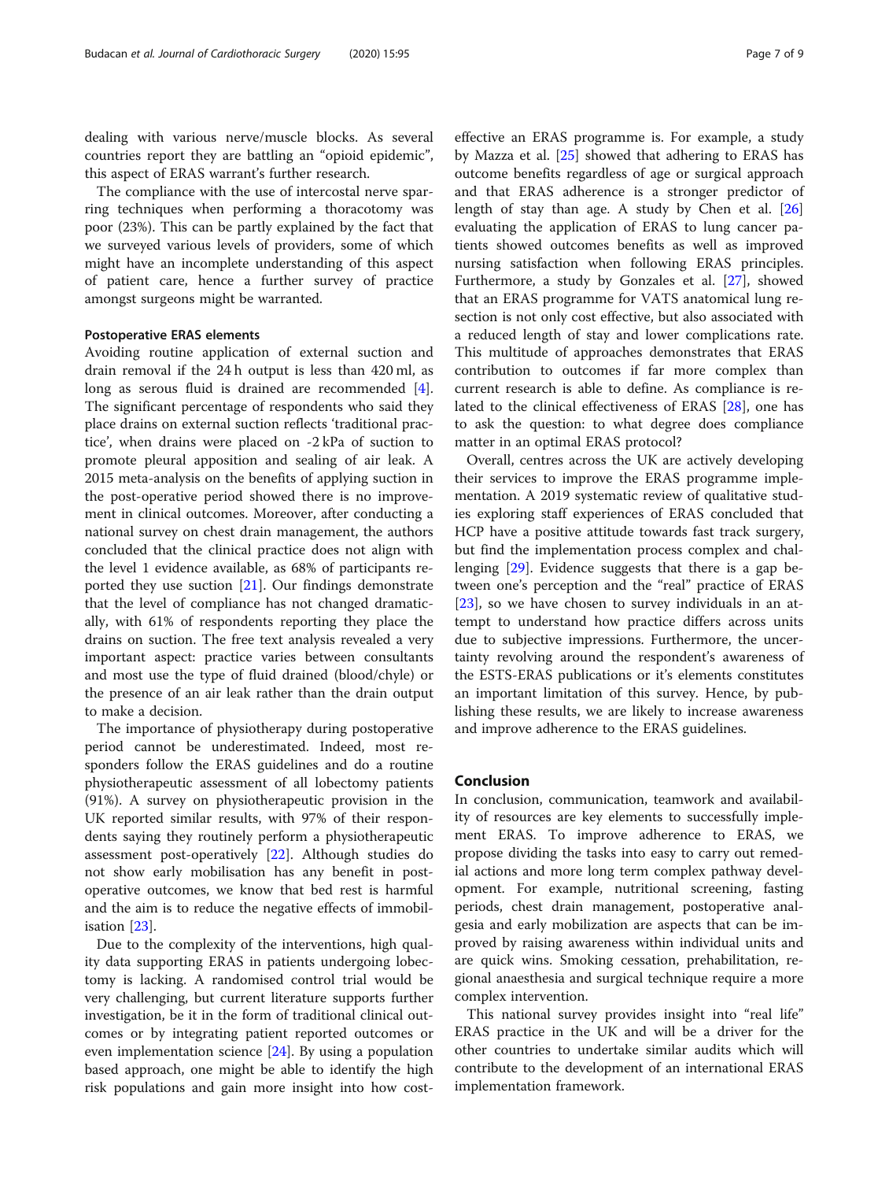dealing with various nerve/muscle blocks. As several countries report they are battling an "opioid epidemic", this aspect of ERAS warrant's further research.

The compliance with the use of intercostal nerve sparring techniques when performing a thoracotomy was poor (23%). This can be partly explained by the fact that we surveyed various levels of providers, some of which might have an incomplete understanding of this aspect of patient care, hence a further survey of practice amongst surgeons might be warranted.

### Postoperative ERAS elements

Avoiding routine application of external suction and drain removal if the 24 h output is less than 420 ml, as long as serous fluid is drained are recommended [4]. The significant percentage of respondents who said they place drains on external suction reflects 'traditional practice', when drains were placed on -2 kPa of suction to promote pleural apposition and sealing of air leak. A 2015 meta-analysis on the benefits of applying suction in the post-operative period showed there is no improvement in clinical outcomes. Moreover, after conducting a national survey on chest drain management, the authors concluded that the clinical practice does not align with the level 1 evidence available, as 68% of participants reported they use suction [21]. Our findings demonstrate that the level of compliance has not changed dramatically, with 61% of respondents reporting they place the drains on suction. The free text analysis revealed a very important aspect: practice varies between consultants and most use the type of fluid drained (blood/chyle) or the presence of an air leak rather than the drain output to make a decision.

The importance of physiotherapy during postoperative period cannot be underestimated. Indeed, most responders follow the ERAS guidelines and do a routine physiotherapeutic assessment of all lobectomy patients (91%). A survey on physiotherapeutic provision in the UK reported similar results, with 97% of their respondents saying they routinely perform a physiotherapeutic assessment post-operatively [22]. Although studies do not show early mobilisation has any benefit in post-operative outcomes, we know that bed rest is harmful and the aim is to reduce the negative effects of immobilisation [23].

Due to the complexity of the interventions, high quality data supporting ERAS in patients undergoing lobectomy is lacking. A randomised control trial would be very challenging, but current literature supports further investigation, be it in the form of traditional clinical outcomes or by integrating patient reported outcomes or even implementation science [24]. By using a population based approach, one might be able to identify the high risk populations and gain more insight into how cost-effective an ERAS programme is. For example, a study by Mazza et al. [25] showed that adhering to ERAS has outcome benefits regardless of age or surgical approach and that ERAS adherence is a stronger predictor of length of stay than age. A study by Chen et al. [26] evaluating the application of ERAS to lung cancer patients showed outcomes benefits as well as improved nursing satisfaction when following ERAS principles. Furthermore, a study by Gonzales et al. [27], showed that an ERAS programme for VATS anatomical lung resection is not only cost effective, but also associated with a reduced length of stay and lower complications rate. This multitude of approaches demonstrates that ERAS contribution to outcomes if far more complex than current research is able to define. As compliance is related to the clinical effectiveness of ERAS [28], one has to ask the question: to what degree does compliance matter in an optimal ERAS protocol?

Overall, centres across the UK are actively developing their services to improve the ERAS programme implementation. A 2019 systematic review of qualitative studies exploring staff experiences of ERAS concluded that HCP have a positive attitude towards fast track surgery, but find the implementation process complex and challenging [29]. Evidence suggests that there is a gap between one's perception and the "real" practice of ERAS [23], so we have chosen to survey individuals in an attempt to understand how practice differs across units due to subjective impressions. Furthermore, the uncertainty revolving around the respondent's awareness of the ESTS-ERAS publications or it's elements constitutes an important limitation of this survey. Hence, by publishing these results, we are likely to increase awareness and improve adherence to the ERAS guidelines.

## Conclusion

In conclusion, communication, teamwork and availability of resources are key elements to successfully implement ERAS. To improve adherence to ERAS, we propose dividing the tasks into easy to carry out remedial actions and more long term complex pathway development. For example, nutritional screening, fasting periods, chest drain management, postoperative analgesia and early mobilization are aspects that can be improved by raising awareness within individual units and are quick wins. Smoking cessation, prehabilitation, regional anaesthesia and surgical technique require a more complex intervention.

This national survey provides insight into "real life" ERAS practice in the UK and will be a driver for the other countries to undertake similar audits which will contribute to the development of an international ERAS implementation framework.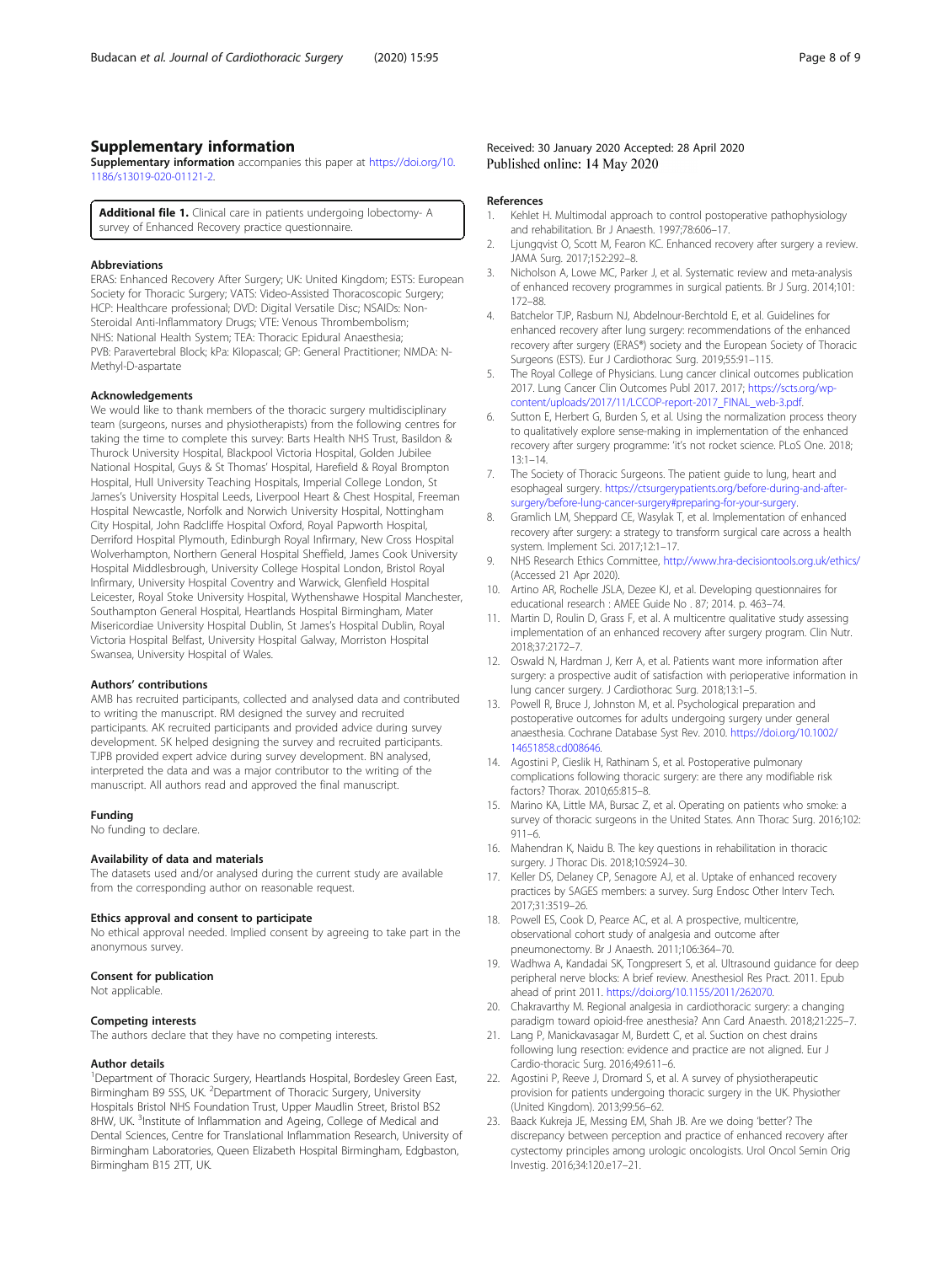## Supplementary information

**Supplementary information** accompanies this paper at https://doi.org/10.1186/s13019-020-01121-2.

**Additional file 1.** Clinical care in patients undergoing lobectomy- A survey of Enhanced Recovery practice questionnaire.

### Abbreviations

ERAS: Enhanced Recovery After Surgery; UK: United Kingdom; ESTS: European Society for Thoracic Surgery; VATS: Video-Assisted Thoracoscopic Surgery; HCP: Healthcare professional; DVD: Digital Versatile Disc; NSAIDs: Non-Steroidal Anti-Inflammatory Drugs; VTE: Venous Thrombembolism; NHS: National Health System; TEA: Thoracic Epidural Anaesthesia; PVB: Paravertebral Block; kPa: Kilopascal; GP: General Practitioner; NMDA: N-Methyl-D-aspartate

### Acknowledgements

We would like to thank members of the thoracic surgery multidisciplinary team (surgeons, nurses and physiotherapists) from the following centres for taking the time to complete this survey: Barts Health NHS Trust, Basildon & Thurock University Hospital, Blackpool Victoria Hospital, Golden Jubilee National Hospital, Guys & St Thomas' Hospital, Harefield & Royal Brompton Hospital, Hull University Teaching Hospitals, Imperial College London, St James's University Hospital Leeds, Liverpool Heart & Chest Hospital, Freeman Hospital Newcastle, Norfolk and Norwich University Hospital, Nottingham City Hospital, John Radcliffe Hospital Oxford, Royal Papworth Hospital, Derriford Hospital Plymouth, Edinburgh Royal Infirmary, New Cross Hospital Wolverhampton, Northern General Hospital Sheffield, James Cook University Hospital Middlesbrough, University College Hospital London, Bristol Royal Infirmary, University Hospital Coventry and Warwick, Glenfield Hospital Leicester, Royal Stoke University Hospital, Wythenshawe Hospital Manchester, Southampton General Hospital, Heartlands Hospital Birmingham, Mater Misericordiae University Hospital Dublin, St James's Hospital Dublin, Royal Victoria Hospital Belfast, University Hospital Galway, Morriston Hospital Swansea, University Hospital of Wales.

### Authors' contributions

AMB has recruited participants, collected and analysed data and contributed to writing the manuscript. RM designed the survey and recruited participants. AK recruited participants and provided advice during survey development. SK helped designing the survey and recruited participants. TJPB provided expert advice during survey development. BN analysed, interpreted the data and was a major contributor to the writing of the manuscript. All authors read and approved the final manuscript.

### Funding

No funding to declare.

### Availability of data and materials

The datasets used and/or analysed during the current study are available from the corresponding author on reasonable request.

### Ethics approval and consent to participate

No ethical approval needed. Implied consent by agreeing to take part in the anonymous survey.

### Consent for publication

Not applicable.

### Competing interests

The authors declare that they have no competing interests.

### Author details

[1]Department of Thoracic Surgery, Heartlands Hospital, Bordesley Green East, Birmingham B9 5SS, UK. [2]Department of Thoracic Surgery, University Hospitals Bristol NHS Foundation Trust, Upper Maudlin Street, Bristol BS2 8HW, UK. [3]Institute of Inflammation and Ageing, College of Medical and Dental Sciences, Centre for Translational Inflammation Research, University of Birmingham Laboratories, Queen Elizabeth Hospital Birmingham, Edgbaston, Birmingham B15 2TT, UK.

Received: 30 January 2020 Accepted: 28 April 2020
Published online: 14 May 2020

### References

1. Kehlet H. Multimodal approach to control postoperative pathophysiology and rehabilitation. Br J Anaesth. 1997;78:606–17.
2. Ljungqvist O, Scott M, Fearon KC. Enhanced recovery after surgery a review. JAMA Surg. 2017;152:292–8.
3. Nicholson A, Lowe MC, Parker J, et al. Systematic review and meta-analysis of enhanced recovery programmes in surgical patients. Br J Surg. 2014;101:172–88.
4. Batchelor TJP, Rasburn NJ, Abdelnour-Berchtold E, et al. Guidelines for enhanced recovery after lung surgery: recommendations of the enhanced recovery after surgery (ERAS®) society and the European Society of Thoracic Surgeons (ESTS). Eur J Cardiothorac Surg. 2019;55:91–115.
5. The Royal College of Physicians. Lung cancer clinical outcomes publication 2017. Lung Cancer Clin Outcomes Publ 2017. 2017; https://scts.org/wp-content/uploads/2017/11/LCCOP-report-2017_FINAL_web-3.pdf.
6. Sutton E, Herbert G, Burden S, et al. Using the normalization process theory to qualitatively explore sense-making in implementation of the enhanced recovery after surgery programme: 'it's not rocket science. PLoS One. 2018;13:1–14.
7. The Society of Thoracic Surgeons. The patient guide to lung, heart and esophageal surgery. https://ctsurgerypatients.org/before-during-and-after-surgery/before-lung-cancer-surgery#preparing-for-your-surgery.
8. Gramlich LM, Sheppard CE, Wasylak T, et al. Implementation of enhanced recovery after surgery: a strategy to transform surgical care across a health system. Implement Sci. 2017;12:1–17.
9. NHS Research Ethics Committee, http://www.hra-decisiontools.org.uk/ethics/ (Accessed 21 Apr 2020).
10. Artino AR, Rochelle JSLA, Dezee KJ, et al. Developing questionnaires for educational research : AMEE Guide No . 87; 2014. p. 463–74.
11. Martin D, Roulin D, Grass F, et al. A multicentre qualitative study assessing implementation of an enhanced recovery after surgery program. Clin Nutr. 2018;37:2172–7.
12. Oswald N, Hardman J, Kerr A, et al. Patients want more information after surgery: a prospective audit of satisfaction with perioperative information in lung cancer surgery. J Cardiothorac Surg. 2018;13:1–5.
13. Powell R, Bruce J, Johnston M, et al. Psychological preparation and postoperative outcomes for adults undergoing surgery under general anaesthesia. Cochrane Database Syst Rev. 2010. https://doi.org/10.1002/14651858.cd008646.
14. Agostini P, Cieslik H, Rathinam S, et al. Postoperative pulmonary complications following thoracic surgery: are there any modifiable risk factors? Thorax. 2010;65:815–8.
15. Marino KA, Little MA, Bursac Z, et al. Operating on patients who smoke: a survey of thoracic surgeons in the United States. Ann Thorac Surg. 2016;102:911–6.
16. Mahendran K, Naidu B. The key questions in rehabilitation in thoracic surgery. J Thorac Dis. 2018;10:S924–30.
17. Keller DS, Delaney CP, Senagore AJ, et al. Uptake of enhanced recovery practices by SAGES members: a survey. Surg Endosc Other Interv Tech. 2017;31:3519–26.
18. Powell ES, Cook D, Pearce AC, et al. A prospective, multicentre, observational cohort study of analgesia and outcome after pneumonectomy. Br J Anaesth. 2011;106:364–70.
19. Wadhwa A, Kandadai SK, Tongpresert S, et al. Ultrasound guidance for deep peripheral nerve blocks: A brief review. Anesthesiol Res Pract. 2011. Epub ahead of print 2011. https://doi.org/10.1155/2011/262070.
20. Chakravarthy M. Regional analgesia in cardiothoracic surgery: a changing paradigm toward opioid-free anesthesia? Ann Card Anaesth. 2018;21:225–7.
21. Lang P, Manickavasagar M, Burdett C, et al. Suction on chest drains following lung resection: evidence and practice are not aligned. Eur J Cardio-thoracic Surg. 2016;49:611–6.
22. Agostini P, Reeve J, Dromard S, et al. A survey of physiotherapeutic provision for patients undergoing thoracic surgery in the UK. Physiother (United Kingdom). 2013;99:56–62.
23. Baack Kukreja JE, Messing EM, Shah JB. Are we doing 'better'? The discrepancy between perception and practice of enhanced recovery after cystectomy principles among urologic oncologists. Urol Oncol Semin Orig Investig. 2016;34:120.e17–21.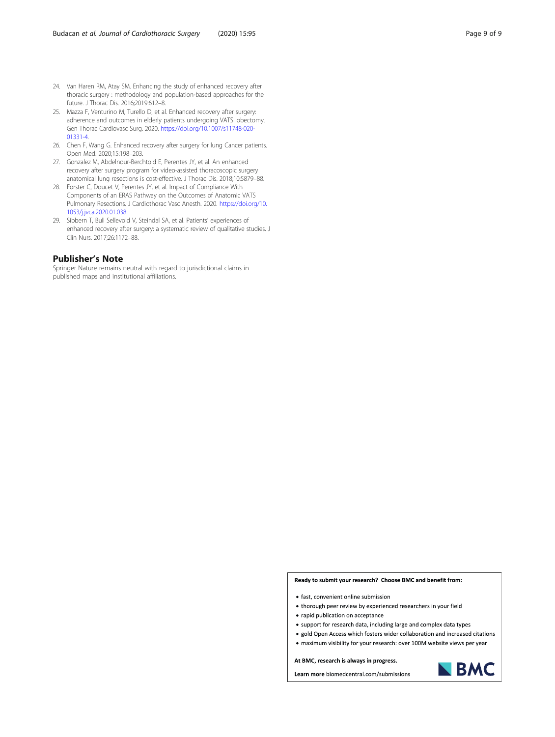24. Van Haren RM, Atay SM. Enhancing the study of enhanced recovery after thoracic surgery : methodology and population-based approaches for the future. J Thorac Dis. 2016;2019:612–8.
25. Mazza F, Venturino M, Turello D, et al. Enhanced recovery after surgery: adherence and outcomes in elderly patients undergoing VATS lobectomy. Gen Thorac Cardiovasc Surg. 2020. https://doi.org/10.1007/s11748-020-01331-4.
26. Chen F, Wang G. Enhanced recovery after surgery for lung Cancer patients. Open Med. 2020;15:198–203.
27. Gonzalez M, Abdelnour-Berchtold E, Perentes JY, et al. An enhanced recovery after surgery program for video-assisted thoracoscopic surgery anatomical lung resections is cost-effective. J Thorac Dis. 2018;10:5879–88.
28. Forster C, Doucet V, Perentes JY, et al. Impact of Compliance With Components of an ERAS Pathway on the Outcomes of Anatomic VATS Pulmonary Resections. J Cardiothorac Vasc Anesth. 2020. https://doi.org/10.1053/j.jvca.2020.01.038.
29. Sibbern T, Bull Sellevold V, Steindal SA, et al. Patients' experiences of enhanced recovery after surgery: a systematic review of qualitative studies. J Clin Nurs. 2017;26:1172–88.

## Publisher's Note

Springer Nature remains neutral with regard to jurisdictional claims in published maps and institutional affiliations.

**Ready to submit your research? Choose BMC and benefit from:**

- fast, convenient online submission
- thorough peer review by experienced researchers in your field
- rapid publication on acceptance
- support for research data, including large and complex data types
- gold Open Access which fosters wider collaboration and increased citations
- maximum visibility for your research: over 100M website views per year

**At BMC, research is always in progress.**

**Learn more** biomedcentral.com/submissions

BMC